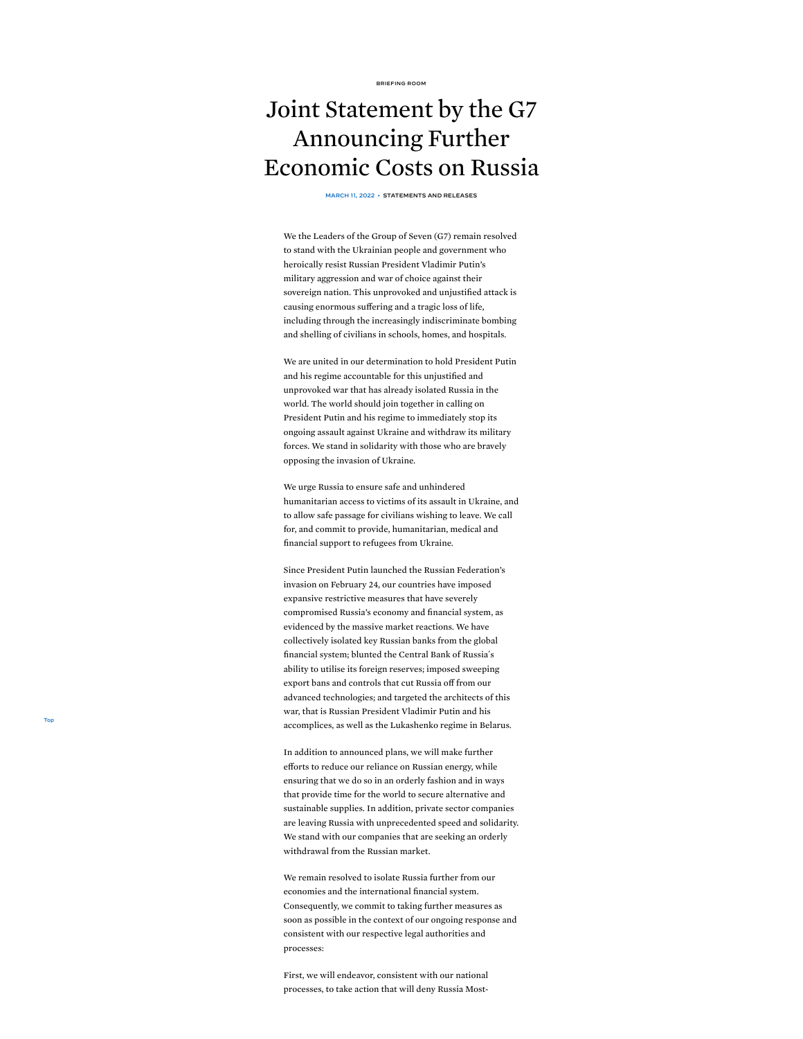BRIEFING ROOM

# Joint Statement by the G7 Announcing Further Economic Costs on Russia

MARCH 11, 2022 • STATEMENTS AND RELEASES

We the Leaders of the Group of Seven (G7) remain resolved to stand with the Ukrainian people and government who heroically resist Russian President Vladimir Putin's military aggression and war of choice against their sovereign nation. This unprovoked and unjustified attack is causing enormous suffering and a tragic loss of life, including through the increasingly indiscriminate bombing and shelling of civilians in schools, homes, and hospitals.

We are united in our determination to hold President Putin and his regime accountable for this unjustified and unprovoked war that has already isolated Russia in the world. The world should join together in calling on President Putin and his regime to immediately stop its ongoing assault against Ukraine and withdraw its military forces. We stand in solidarity with those who are bravely opposing the invasion of Ukraine.

We urge Russia to ensure safe and unhindered humanitarian access to victims of its assault in Ukraine, and to allow safe passage for civilians wishing to leave. We call for, and commit to provide, humanitarian, medical and financial support to refugees from Ukraine.

Since President Putin launched the Russian Federation's invasion on February 24, our countries have imposed expansive restrictive measures that have severely compromised Russia's economy and financial system, as evidenced by the massive market reactions. We have collectively isolated key Russian banks from the global financial system; blunted the Central Bank of Russia's ability to utilise its foreign reserves; imposed sweeping export bans and controls that cut Russia off from our advanced technologies; and targeted the architects of this war, that is Russian President Vladimir Putin and his accomplices, as well as the Lukashenko regime in Belarus.

In addition to announced plans, we will make further efforts to reduce our reliance on Russian energy, while ensuring that we do so in an orderly fashion and in ways that provide time for the world to secure alternative and sustainable supplies. In addition, private sector companies are leaving Russia with unprecedented speed and solidarity. We stand with our companies that are seeking an orderly withdrawal from the Russian market.

We remain resolved to isolate Russia further from our economies and the international financial system. Consequently, we commit to taking further measures as soon as possible in the context of our ongoing response and consistent with our respective legal authorities and processes:

First, we will endeavor, consistent with our national processes, to take action that will deny Russia Most-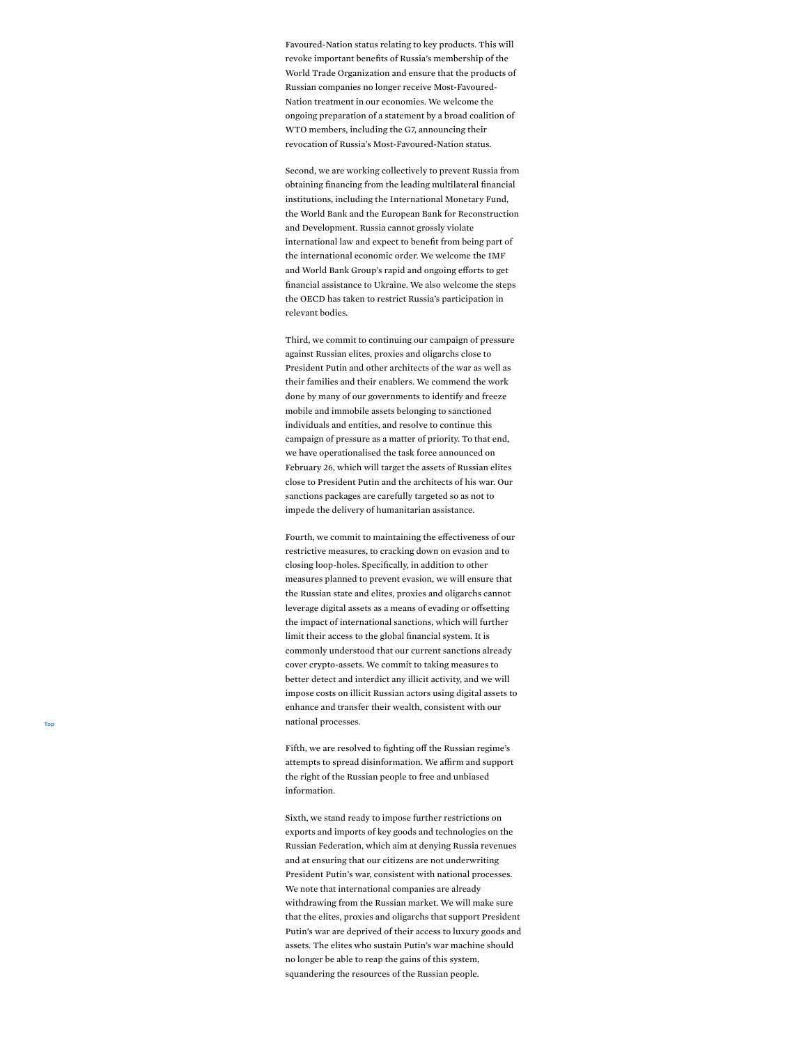Favoured-Nation status relating to key products. This will revoke important benefits of Russia's membership of the World Trade Organization and ensure that the products of Russian companies no longer receive Most-Favoured-Nation treatment in our economies. We welcome the ongoing preparation of a statement by a broad coalition of WTO members, including the G7, announcing their revocation of Russia's Most-Favoured-Nation status.

Second, we are working collectively to prevent Russia from obtaining financing from the leading multilateral financial institutions, including the International Monetary Fund, the World Bank and the European Bank for Reconstruction and Development. Russia cannot grossly violate international law and expect to benefit from being part of the international economic order. We welcome the IMF and World Bank Group's rapid and ongoing efforts to get financial assistance to Ukraine. We also welcome the steps the OECD has taken to restrict Russia's participation in relevant bodies.

Third, we commit to continuing our campaign of pressure against Russian elites, proxies and oligarchs close to President Putin and other architects of the war as well as their families and their enablers. We commend the work done by many of our governments to identify and freeze mobile and immobile assets belonging to sanctioned individuals and entities, and resolve to continue this campaign of pressure as a matter of priority. To that end, we have operationalised the task force announced on February 26, which will target the assets of Russian elites close to President Putin and the architects of his war. Our sanctions packages are carefully targeted so as not to impede the delivery of humanitarian assistance.

Fourth, we commit to maintaining the effectiveness of our restrictive measures, to cracking down on evasion and to closing loop-holes. Specifically, in addition to other measures planned to prevent evasion, we will ensure that the Russian state and elites, proxies and oligarchs cannot leverage digital assets as a means of evading or offsetting the impact of international sanctions, which will further limit their access to the global financial system. It is commonly understood that our current sanctions already cover crypto-assets. We commit to taking measures to better detect and interdict any illicit activity, and we will impose costs on illicit Russian actors using digital assets to enhance and transfer their wealth, consistent with our national processes.

Fifth, we are resolved to fighting off the Russian regime's attempts to spread disinformation. We affirm and support the right of the Russian people to free and unbiased information.

Sixth, we stand ready to impose further restrictions on exports and imports of key goods and technologies on the Russian Federation, which aim at denying Russia revenues and at ensuring that our citizens are not underwriting President Putin's war, consistent with national processes. We note that international companies are already withdrawing from the Russian market. We will make sure that the elites, proxies and oligarchs that support President Putin's war are deprived of their access to luxury goods and assets. The elites who sustain Putin's war machine should no longer be able to reap the gains of this system, squandering the resources of the Russian people.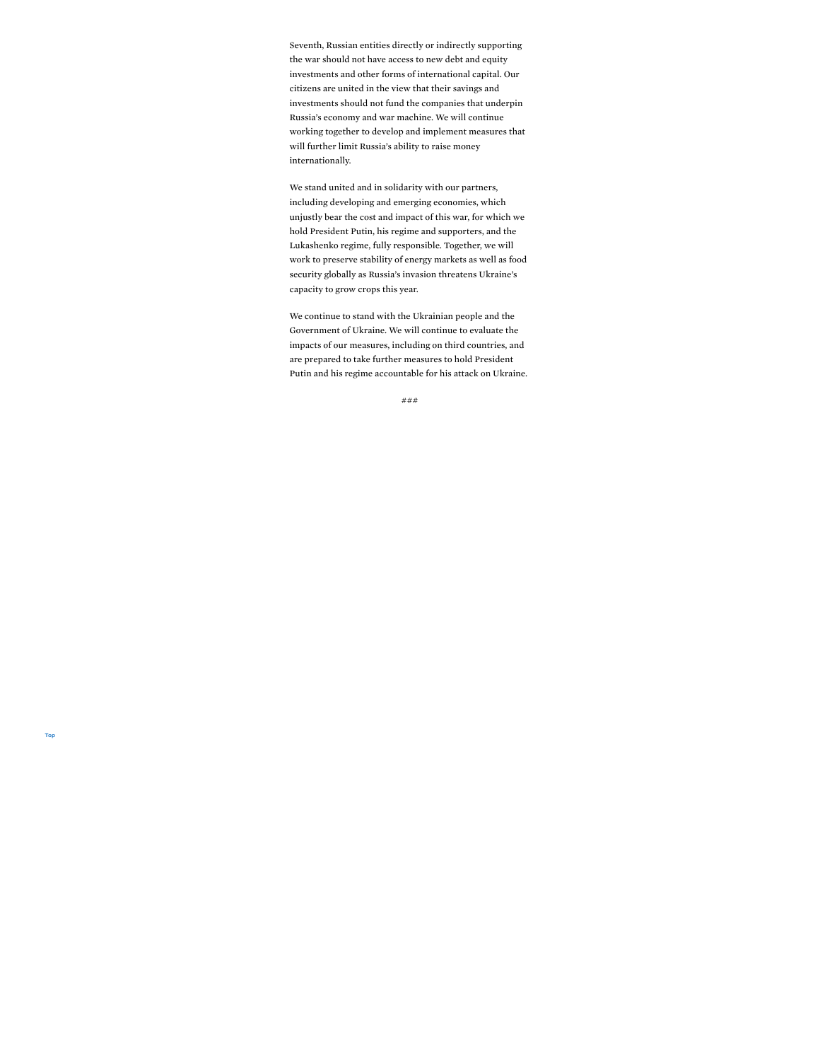Seventh, Russian entities directly or indirectly supporting the war should not have access to new debt and equity investments and other forms of international capital. Our citizens are united in the view that their savings and investments should not fund the companies that underpin Russia's economy and war machine. We will continue working together to develop and implement measures that will further limit Russia's ability to raise money internationally.

We stand united and in solidarity with our partners, including developing and emerging economies, which unjustly bear the cost and impact of this war, for which we hold President Putin, his regime and supporters, and the Lukashenko regime, fully responsible. Together, we will work to preserve stability of energy markets as well as food security globally as Russia's invasion threatens Ukraine's capacity to grow crops this year.

We continue to stand with the Ukrainian people and the Government of Ukraine. We will continue to evaluate the impacts of our measures, including on third countries, and are prepared to take further measures to hold President Putin and his regime accountable for his attack on Ukraine.

###